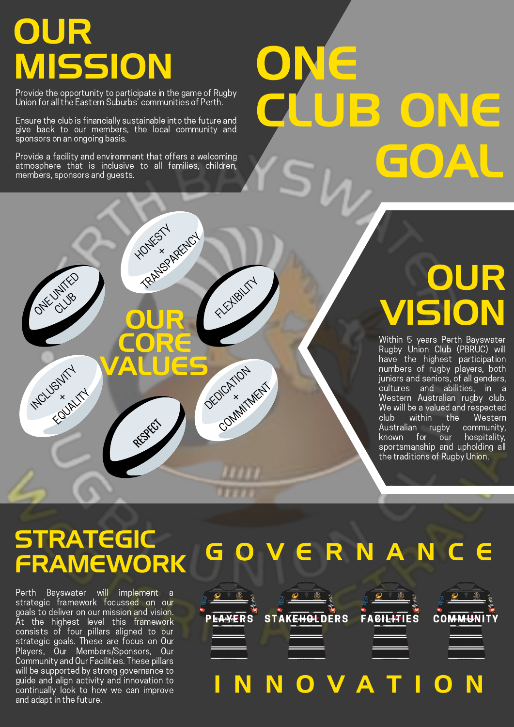# OUR MISSION

Provide the opportunity to participate in the game of Rugby Union for all the Eastern Suburbs' communities of Perth.

Ensure the club is financially sustainable into the future and give back to our members, the local community and sponsors on an ongoing basis.

Provide a facility and environment that offers a welcoming atmosphere that is inclusive to all families, children, members, sponsors and guests.

# ONE CLUB ONE GOAL

## OUR CORE VALUES

- ONE UNITED CLUB
- HONESTY + TRANSPARENCY
- FLEXIBILITY
- INCLUSIVITY + EQUALITY
- RESPECT
- DEDICATION + COMMITMENT

# OUR VISION

Within 5 years Perth Bayswater Rugby Union Club (PBRUC) will have the highest participation numbers of rugby players, both juniors and seniors, of all genders, cultures and abilities, in a Western Australian rugby club. We will be a valued and respected club within the Western Australian rugby community, known for our hospitality, sportsmanship and upholding all the traditions of Rugby Union.

# STRATEGIC FRAMEWORK

Perth Bayswater will implement a strategic framework focussed on our goals to deliver on our mission and vision. At the highest level this framework consists of four pillars aligned to our strategic goals. These are focus on Our Players, Our Members/Sponsors, Our Community and Our Facilities. These pillars will be supported by strong governance to guide and align activity and innovation to continually look to how we can improve and adapt in the future.

**GOVERNANCE**

| PLAYERS | STAKEHOLDERS | FACILITIES | COMMUNITY |
|---|---|---|---|

**INNOVATION**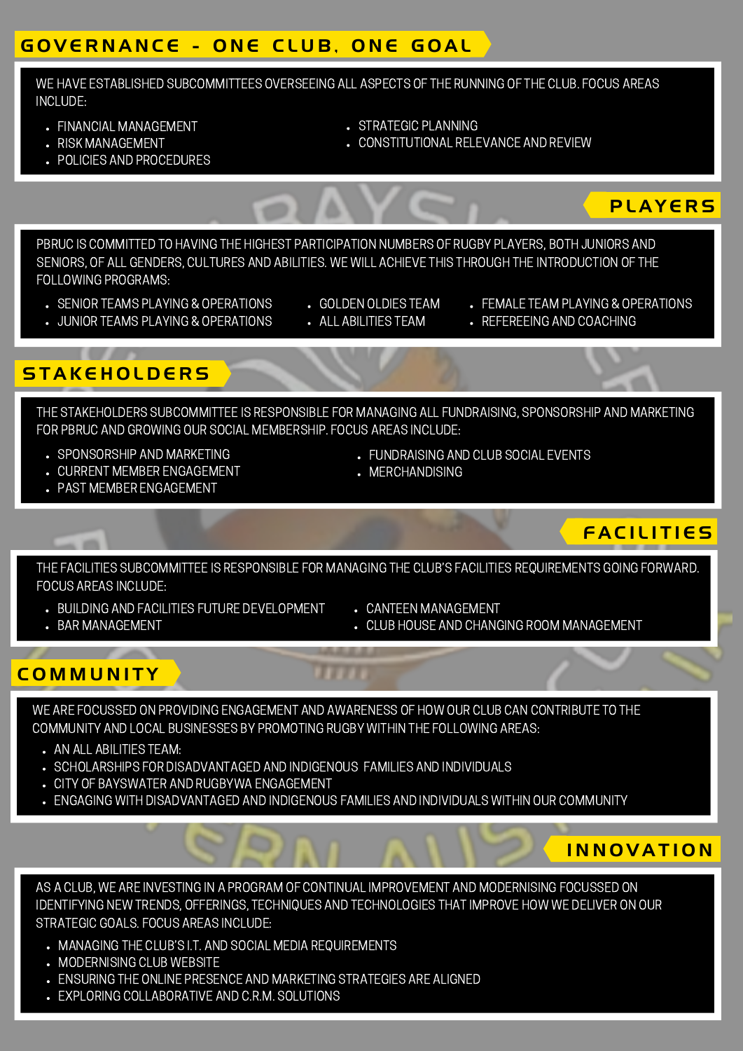## GOVERNANCE - ONE CLUB, ONE GOAL

WE HAVE ESTABLISHED SUBCOMMITTEES OVERSEEING ALL ASPECTS OF THE RUNNING OF THE CLUB. FOCUS AREAS INCLUDE:

- FINANCIAL MANAGEMENT
- RISK MANAGEMENT
- POLICIES AND PROCEDURES
- STRATEGIC PLANNING
- CONSTITUTIONAL RELEVANCE AND REVIEW

## PLAYERS

PBRUC IS COMMITTED TO HAVING THE HIGHEST PARTICIPATION NUMBERS OF RUGBY PLAYERS, BOTH JUNIORS AND SENIORS, OF ALL GENDERS, CULTURES AND ABILITIES. WE WILL ACHIEVE THIS THROUGH THE INTRODUCTION OF THE FOLLOWING PROGRAMS:

- SENIOR TEAMS PLAYING & OPERATIONS
- JUNIOR TEAMS PLAYING & OPERATIONS
- GOLDEN OLDIES TEAM
- ALL ABILITIES TEAM
- FEMALE TEAM PLAYING & OPERATIONS
- REFEREEING AND COACHING

## STAKEHOLDERS

THE STAKEHOLDERS SUBCOMMITTEE IS RESPONSIBLE FOR MANAGING ALL FUNDRAISING, SPONSORSHIP AND MARKETING FOR PBRUC AND GROWING OUR SOCIAL MEMBERSHIP. FOCUS AREAS INCLUDE:

- SPONSORSHIP AND MARKETING
- CURRENT MEMBER ENGAGEMENT
- PAST MEMBER ENGAGEMENT
- FUNDRAISING AND CLUB SOCIAL EVENTS
- MERCHANDISING

## FACILITIES

THE FACILITIES SUBCOMMITTEE IS RESPONSIBLE FOR MANAGING THE CLUB'S FACILITIES REQUIREMENTS GOING FORWARD. FOCUS AREAS INCLUDE:

- BUILDING AND FACILITIES FUTURE DEVELOPMENT
- BAR MANAGEMENT
- CANTEEN MANAGEMENT
- CLUB HOUSE AND CHANGING ROOM MANAGEMENT

## COMMUNITY

WE ARE FOCUSSED ON PROVIDING ENGAGEMENT AND AWARENESS OF HOW OUR CLUB CAN CONTRIBUTE TO THE COMMUNITY AND LOCAL BUSINESSES BY PROMOTING RUGBY WITHIN THE FOLLOWING AREAS:

- AN ALL ABILITIES TEAM:
- SCHOLARSHIPS FOR DISADVANTAGED AND INDIGENOUS FAMILIES AND INDIVIDUALS
- CITY OF BAYSWATER AND RUGBYWA ENGAGEMENT
- ENGAGING WITH DISADVANTAGED AND INDIGENOUS FAMILIES AND INDIVIDUALS WITHIN OUR COMMUNITY

## INNOVATION

AS A CLUB, WE ARE INVESTING IN A PROGRAM OF CONTINUAL IMPROVEMENT AND MODERNISING FOCUSED ON IDENTIFYING NEW TRENDS, OFFERINGS, TECHNIQUES AND TECHNOLOGIES THAT IMPROVE HOW WE DELIVER ON OUR STRATEGIC GOALS. FOCUS AREAS INCLUDE:

- MANAGING THE CLUB'S I.T. AND SOCIAL MEDIA REQUIREMENTS
- MODERNISING CLUB WEBSITE
- ENSURING THE ONLINE PRESENCE AND MARKETING STRATEGIES ARE ALIGNED
- EXPLORING COLLABORATIVE AND C.R.M. SOLUTIONS